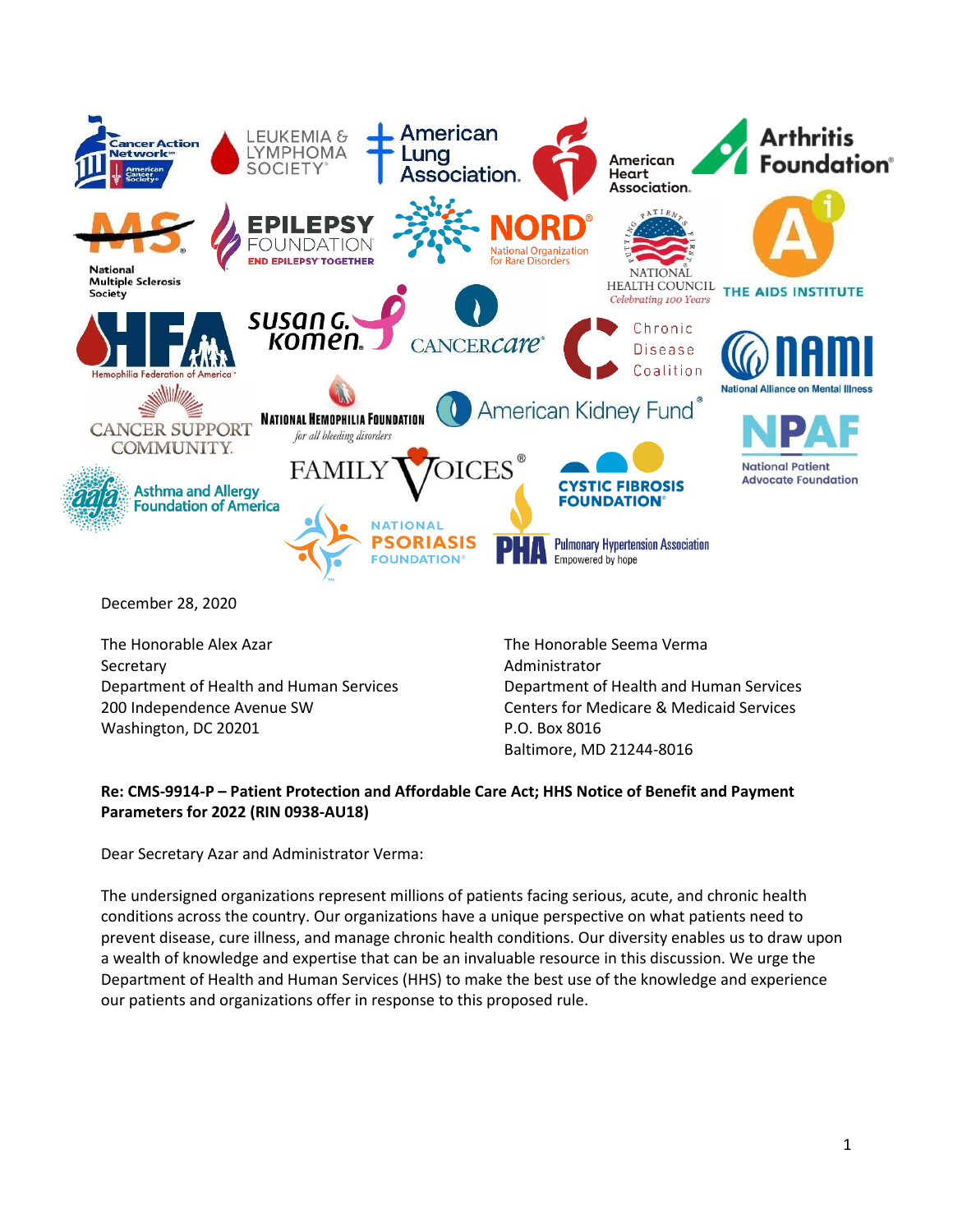December 28, 2020

The Honorable Alex Azar
Secretary
Department of Health and Human Services
200 Independence Avenue SW
Washington, DC 20201

The Honorable Seema Verma
Administrator
Department of Health and Human Services
Centers for Medicare & Medicaid Services
P.O. Box 8016
Baltimore, MD 21244-8016

**Re: CMS-9914-P – Patient Protection and Affordable Care Act; HHS Notice of Benefit and Payment Parameters for 2022 (RIN 0938-AU18)**

Dear Secretary Azar and Administrator Verma:

The undersigned organizations represent millions of patients facing serious, acute, and chronic health conditions across the country. Our organizations have a unique perspective on what patients need to prevent disease, cure illness, and manage chronic health conditions. Our diversity enables us to draw upon a wealth of knowledge and expertise that can be an invaluable resource in this discussion. We urge the Department of Health and Human Services (HHS) to make the best use of the knowledge and experience our patients and organizations offer in response to this proposed rule.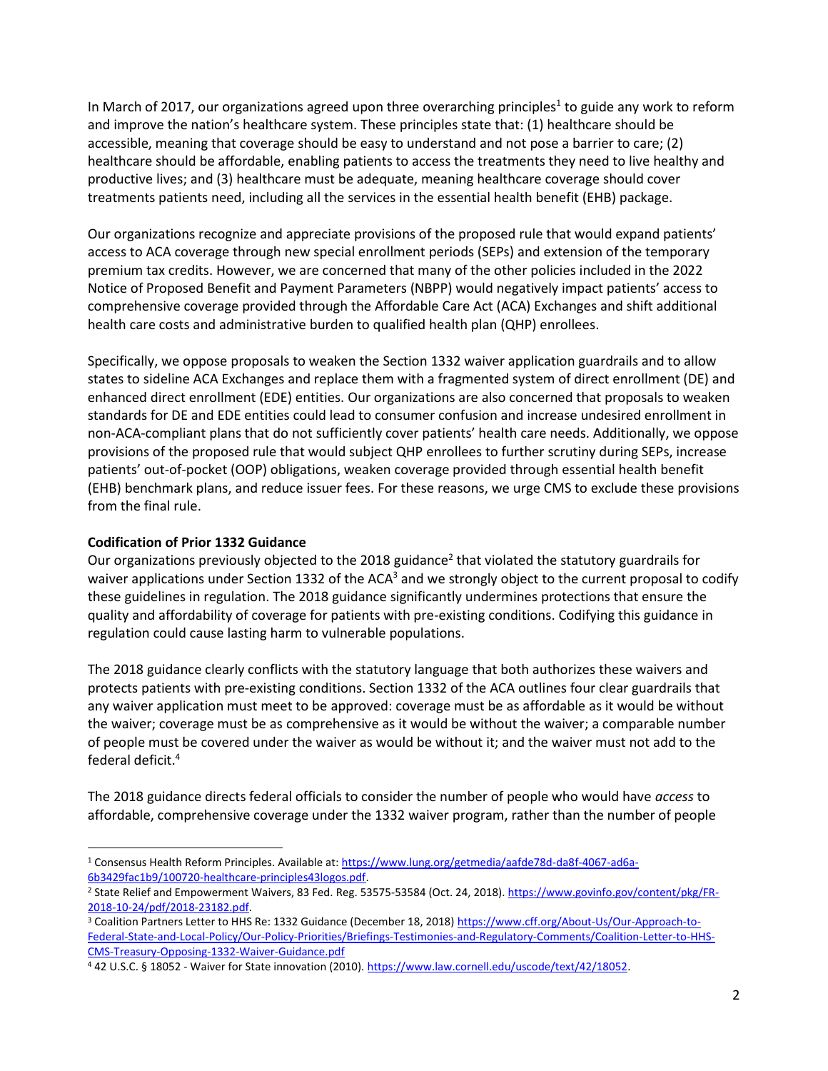In March of 2017, our organizations agreed upon three overarching principles[1] to guide any work to reform and improve the nation's healthcare system. These principles state that: (1) healthcare should be accessible, meaning that coverage should be easy to understand and not pose a barrier to care; (2) healthcare should be affordable, enabling patients to access the treatments they need to live healthy and productive lives; and (3) healthcare must be adequate, meaning healthcare coverage should cover treatments patients need, including all the services in the essential health benefit (EHB) package.

Our organizations recognize and appreciate provisions of the proposed rule that would expand patients' access to ACA coverage through new special enrollment periods (SEPs) and extension of the temporary premium tax credits. However, we are concerned that many of the other policies included in the 2022 Notice of Proposed Benefit and Payment Parameters (NBPP) would negatively impact patients' access to comprehensive coverage provided through the Affordable Care Act (ACA) Exchanges and shift additional health care costs and administrative burden to qualified health plan (QHP) enrollees.

Specifically, we oppose proposals to weaken the Section 1332 waiver application guardrails and to allow states to sideline ACA Exchanges and replace them with a fragmented system of direct enrollment (DE) and enhanced direct enrollment (EDE) entities. Our organizations are also concerned that proposals to weaken standards for DE and EDE entities could lead to consumer confusion and increase undesired enrollment in non-ACA-compliant plans that do not sufficiently cover patients' health care needs. Additionally, we oppose provisions of the proposed rule that would subject QHP enrollees to further scrutiny during SEPs, increase patients' out-of-pocket (OOP) obligations, weaken coverage provided through essential health benefit (EHB) benchmark plans, and reduce issuer fees. For these reasons, we urge CMS to exclude these provisions from the final rule.

**Codification of Prior 1332 Guidance**

Our organizations previously objected to the 2018 guidance[2] that violated the statutory guardrails for waiver applications under Section 1332 of the ACA[3] and we strongly object to the current proposal to codify these guidelines in regulation. The 2018 guidance significantly undermines protections that ensure the quality and affordability of coverage for patients with pre-existing conditions. Codifying this guidance in regulation could cause lasting harm to vulnerable populations.

The 2018 guidance clearly conflicts with the statutory language that both authorizes these waivers and protects patients with pre-existing conditions. Section 1332 of the ACA outlines four clear guardrails that any waiver application must meet to be approved: coverage must be as affordable as it would be without the waiver; coverage must be as comprehensive as it would be without the waiver; a comparable number of people must be covered under the waiver as would be without it; and the waiver must not add to the federal deficit.[4]

The 2018 guidance directs federal officials to consider the number of people who would have *access* to affordable, comprehensive coverage under the 1332 waiver program, rather than the number of people

---

[1] Consensus Health Reform Principles. Available at: https://www.lung.org/getmedia/aafde78d-da8f-4067-ad6a-6b3429fac1b9/100720-healthcare-principles43logos.pdf.

[2] State Relief and Empowerment Waivers, 83 Fed. Reg. 53575-53584 (Oct. 24, 2018). https://www.govinfo.gov/content/pkg/FR-2018-10-24/pdf/2018-23182.pdf.

[3] Coalition Partners Letter to HHS Re: 1332 Guidance (December 18, 2018) https://www.cff.org/About-Us/Our-Approach-to-Federal-State-and-Local-Policy/Our-Policy-Priorities/Briefings-Testimonies-and-Regulatory-Comments/Coalition-Letter-to-HHS-CMS-Treasury-Opposing-1332-Waiver-Guidance.pdf

[4] 42 U.S.C. § 18052 - Waiver for State innovation (2010). https://www.law.cornell.edu/uscode/text/42/18052.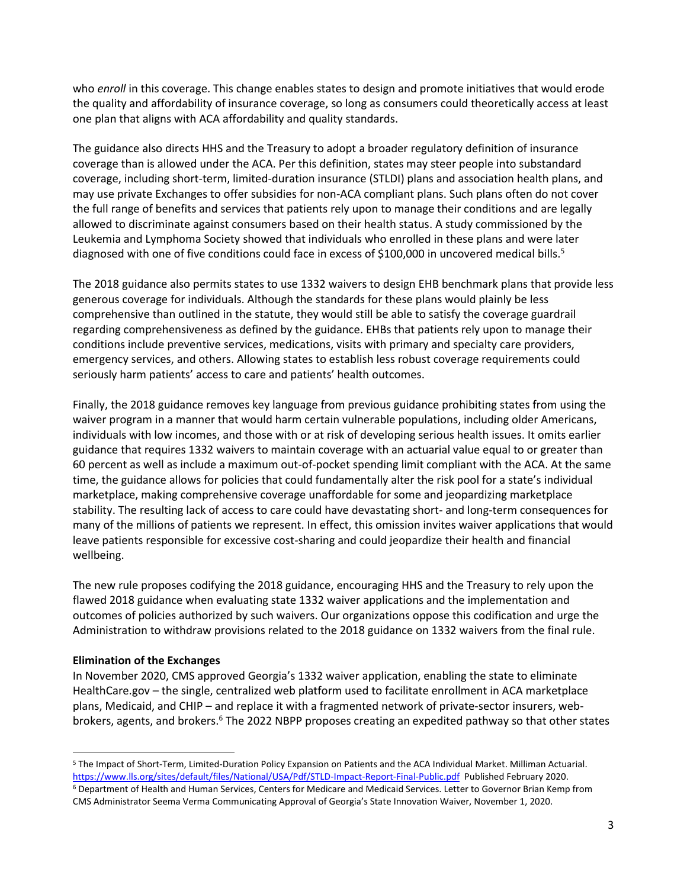who *enroll* in this coverage. This change enables states to design and promote initiatives that would erode the quality and affordability of insurance coverage, so long as consumers could theoretically access at least one plan that aligns with ACA affordability and quality standards.

The guidance also directs HHS and the Treasury to adopt a broader regulatory definition of insurance coverage than is allowed under the ACA. Per this definition, states may steer people into substandard coverage, including short-term, limited-duration insurance (STLDI) plans and association health plans, and may use private Exchanges to offer subsidies for non-ACA compliant plans. Such plans often do not cover the full range of benefits and services that patients rely upon to manage their conditions and are legally allowed to discriminate against consumers based on their health status. A study commissioned by the Leukemia and Lymphoma Society showed that individuals who enrolled in these plans and were later diagnosed with one of five conditions could face in excess of $100,000 in uncovered medical bills.[5]

The 2018 guidance also permits states to use 1332 waivers to design EHB benchmark plans that provide less generous coverage for individuals. Although the standards for these plans would plainly be less comprehensive than outlined in the statute, they would still be able to satisfy the coverage guardrail regarding comprehensiveness as defined by the guidance. EHBs that patients rely upon to manage their conditions include preventive services, medications, visits with primary and specialty care providers, emergency services, and others. Allowing states to establish less robust coverage requirements could seriously harm patients' access to care and patients' health outcomes.

Finally, the 2018 guidance removes key language from previous guidance prohibiting states from using the waiver program in a manner that would harm certain vulnerable populations, including older Americans, individuals with low incomes, and those with or at risk of developing serious health issues. It omits earlier guidance that requires 1332 waivers to maintain coverage with an actuarial value equal to or greater than 60 percent as well as include a maximum out-of-pocket spending limit compliant with the ACA. At the same time, the guidance allows for policies that could fundamentally alter the risk pool for a state's individual marketplace, making comprehensive coverage unaffordable for some and jeopardizing marketplace stability. The resulting lack of access to care could have devastating short- and long-term consequences for many of the millions of patients we represent. In effect, this omission invites waiver applications that would leave patients responsible for excessive cost-sharing and could jeopardize their health and financial wellbeing.

The new rule proposes codifying the 2018 guidance, encouraging HHS and the Treasury to rely upon the flawed 2018 guidance when evaluating state 1332 waiver applications and the implementation and outcomes of policies authorized by such waivers. Our organizations oppose this codification and urge the Administration to withdraw provisions related to the 2018 guidance on 1332 waivers from the final rule.

**Elimination of the Exchanges**

In November 2020, CMS approved Georgia's 1332 waiver application, enabling the state to eliminate HealthCare.gov – the single, centralized web platform used to facilitate enrollment in ACA marketplace plans, Medicaid, and CHIP – and replace it with a fragmented network of private-sector insurers, web-brokers, agents, and brokers.[6] The 2022 NBPP proposes creating an expedited pathway so that other states

---

[5] The Impact of Short-Term, Limited-Duration Policy Expansion on Patients and the ACA Individual Market. Milliman Actuarial. https://www.lls.org/sites/default/files/National/USA/Pdf/STLD-Impact-Report-Final-Public.pdf Published February 2020.

[6] Department of Health and Human Services, Centers for Medicare and Medicaid Services. Letter to Governor Brian Kemp from CMS Administrator Seema Verma Communicating Approval of Georgia's State Innovation Waiver, November 1, 2020.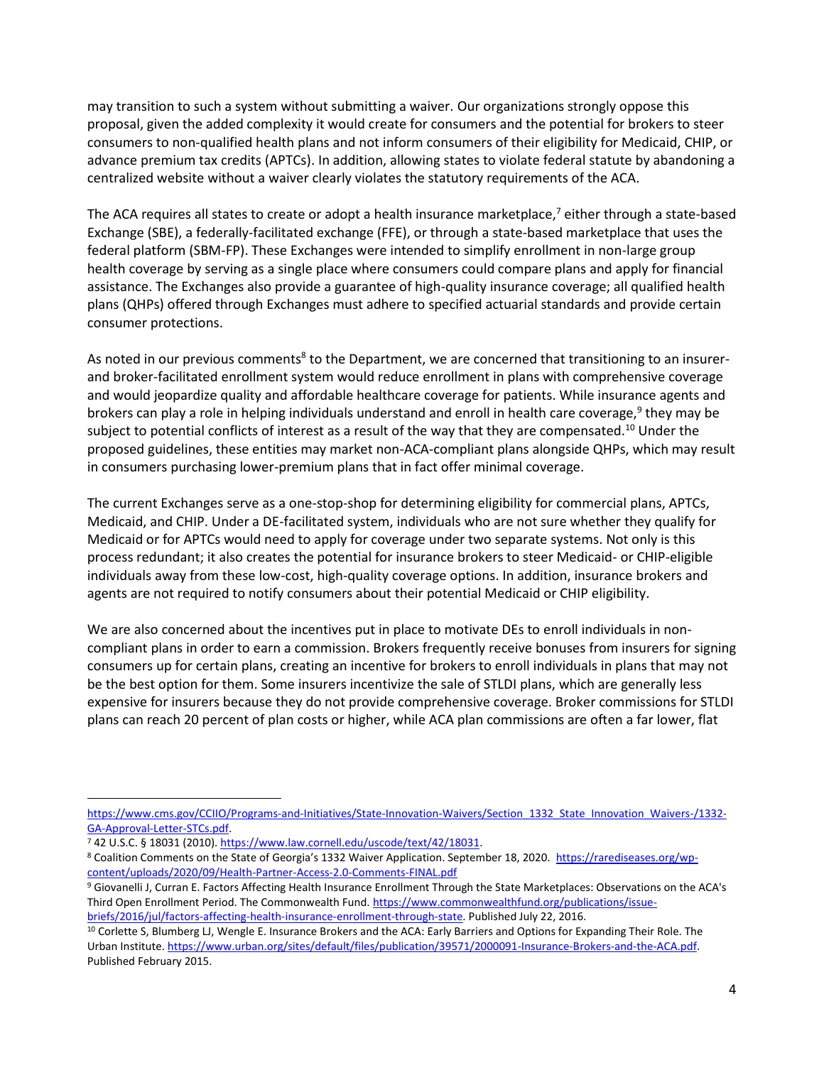may transition to such a system without submitting a waiver. Our organizations strongly oppose this proposal, given the added complexity it would create for consumers and the potential for brokers to steer consumers to non-qualified health plans and not inform consumers of their eligibility for Medicaid, CHIP, or advance premium tax credits (APTCs). In addition, allowing states to violate federal statute by abandoning a centralized website without a waiver clearly violates the statutory requirements of the ACA.

The ACA requires all states to create or adopt a health insurance marketplace,[7] either through a state-based Exchange (SBE), a federally-facilitated exchange (FFE), or through a state-based marketplace that uses the federal platform (SBM-FP). These Exchanges were intended to simplify enrollment in non-large group health coverage by serving as a single place where consumers could compare plans and apply for financial assistance. The Exchanges also provide a guarantee of high-quality insurance coverage; all qualified health plans (QHPs) offered through Exchanges must adhere to specified actuarial standards and provide certain consumer protections.

As noted in our previous comments[8] to the Department, we are concerned that transitioning to an insurer- and broker-facilitated enrollment system would reduce enrollment in plans with comprehensive coverage and would jeopardize quality and affordable healthcare coverage for patients. While insurance agents and brokers can play a role in helping individuals understand and enroll in health care coverage,[9] they may be subject to potential conflicts of interest as a result of the way that they are compensated.[10] Under the proposed guidelines, these entities may market non-ACA-compliant plans alongside QHPs, which may result in consumers purchasing lower-premium plans that in fact offer minimal coverage.

The current Exchanges serve as a one-stop-shop for determining eligibility for commercial plans, APTCs, Medicaid, and CHIP. Under a DE-facilitated system, individuals who are not sure whether they qualify for Medicaid or for APTCs would need to apply for coverage under two separate systems. Not only is this process redundant; it also creates the potential for insurance brokers to steer Medicaid- or CHIP-eligible individuals away from these low-cost, high-quality coverage options. In addition, insurance brokers and agents are not required to notify consumers about their potential Medicaid or CHIP eligibility.

We are also concerned about the incentives put in place to motivate DEs to enroll individuals in non-compliant plans in order to earn a commission. Brokers frequently receive bonuses from insurers for signing consumers up for certain plans, creating an incentive for brokers to enroll individuals in plans that may not be the best option for them. Some insurers incentivize the sale of STLDI plans, which are generally less expensive for insurers because they do not provide comprehensive coverage. Broker commissions for STLDI plans can reach 20 percent of plan costs or higher, while ACA plan commissions are often a far lower, flat

---

https://www.cms.gov/CCIIO/Programs-and-Initiatives/State-Innovation-Waivers/Section_1332_State_Innovation_Waivers-/1332-GA-Approval-Letter-STCs.pdf.

[7] 42 U.S.C. § 18031 (2010). https://www.law.cornell.edu/uscode/text/42/18031.

[8] Coalition Comments on the State of Georgia's 1332 Waiver Application. September 18, 2020. https://rarediseases.org/wp-content/uploads/2020/09/Health-Partner-Access-2.0-Comments-FINAL.pdf

[9] Giovanelli J, Curran E. Factors Affecting Health Insurance Enrollment Through the State Marketplaces: Observations on the ACA's Third Open Enrollment Period. The Commonwealth Fund. https://www.commonwealthfund.org/publications/issue-briefs/2016/jul/factors-affecting-health-insurance-enrollment-through-state. Published July 22, 2016.

[10] Corlette S, Blumberg LJ, Wengle E. Insurance Brokers and the ACA: Early Barriers and Options for Expanding Their Role. The Urban Institute. https://www.urban.org/sites/default/files/publication/39571/2000091-Insurance-Brokers-and-the-ACA.pdf. Published February 2015.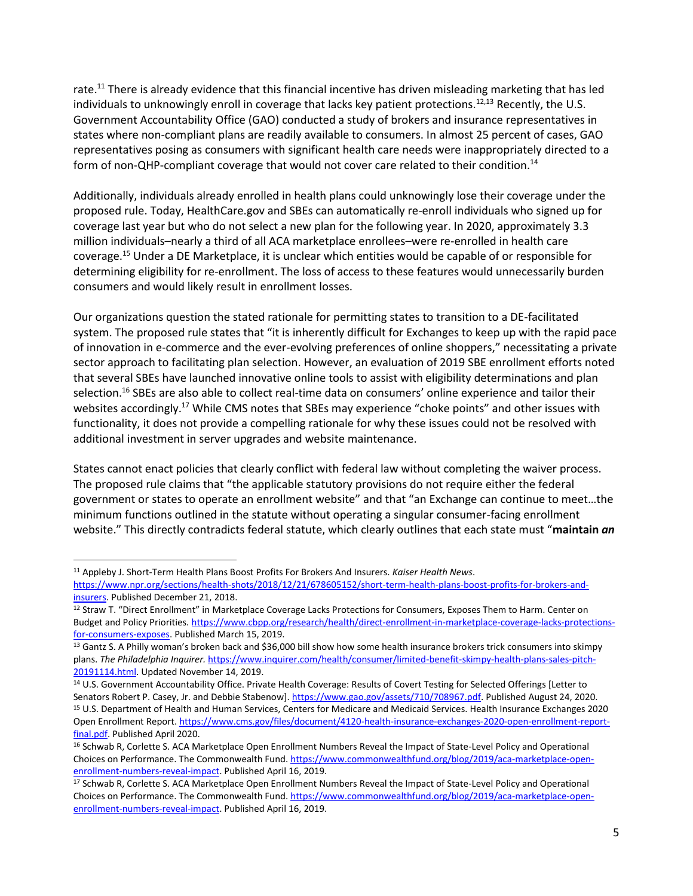rate.[11] There is already evidence that this financial incentive has driven misleading marketing that has led individuals to unknowingly enroll in coverage that lacks key patient protections.[12,13] Recently, the U.S. Government Accountability Office (GAO) conducted a study of brokers and insurance representatives in states where non-compliant plans are readily available to consumers. In almost 25 percent of cases, GAO representatives posing as consumers with significant health care needs were inappropriately directed to a form of non-QHP-compliant coverage that would not cover care related to their condition.[14]

Additionally, individuals already enrolled in health plans could unknowingly lose their coverage under the proposed rule. Today, HealthCare.gov and SBEs can automatically re-enroll individuals who signed up for coverage last year but who do not select a new plan for the following year. In 2020, approximately 3.3 million individuals–nearly a third of all ACA marketplace enrollees–were re-enrolled in health care coverage.[15] Under a DE Marketplace, it is unclear which entities would be capable of or responsible for determining eligibility for re-enrollment. The loss of access to these features would unnecessarily burden consumers and would likely result in enrollment losses.

Our organizations question the stated rationale for permitting states to transition to a DE-facilitated system. The proposed rule states that "it is inherently difficult for Exchanges to keep up with the rapid pace of innovation in e-commerce and the ever-evolving preferences of online shoppers," necessitating a private sector approach to facilitating plan selection. However, an evaluation of 2019 SBE enrollment efforts noted that several SBEs have launched innovative online tools to assist with eligibility determinations and plan selection.[16] SBEs are also able to collect real-time data on consumers' online experience and tailor their websites accordingly.[17] While CMS notes that SBEs may experience "choke points" and other issues with functionality, it does not provide a compelling rationale for why these issues could not be resolved with additional investment in server upgrades and website maintenance.

States cannot enact policies that clearly conflict with federal law without completing the waiver process. The proposed rule claims that "the applicable statutory provisions do not require either the federal government or states to operate an enrollment website" and that "an Exchange can continue to meet…the minimum functions outlined in the statute without operating a singular consumer-facing enrollment website." This directly contradicts federal statute, which clearly outlines that each state must "**maintain *an***

---

[11] Appleby J. Short-Term Health Plans Boost Profits For Brokers And Insurers. *Kaiser Health News*. https://www.npr.org/sections/health-shots/2018/12/21/678605152/short-term-health-plans-boost-profits-for-brokers-and-insurers. Published December 21, 2018.

[12] Straw T. "Direct Enrollment" in Marketplace Coverage Lacks Protections for Consumers, Exposes Them to Harm. Center on Budget and Policy Priorities. https://www.cbpp.org/research/health/direct-enrollment-in-marketplace-coverage-lacks-protections-for-consumers-exposes. Published March 15, 2019.

[13] Gantz S. A Philly woman's broken back and $36,000 bill show how some health insurance brokers trick consumers into skimpy plans. *The Philadelphia Inquirer.* https://www.inquirer.com/health/consumer/limited-benefit-skimpy-health-plans-sales-pitch-20191114.html. Updated November 14, 2019.

[14] U.S. Government Accountability Office. Private Health Coverage: Results of Covert Testing for Selected Offerings [Letter to Senators Robert P. Casey, Jr. and Debbie Stabenow]. https://www.gao.gov/assets/710/708967.pdf. Published August 24, 2020.

[15] U.S. Department of Health and Human Services, Centers for Medicare and Medicaid Services. Health Insurance Exchanges 2020 Open Enrollment Report. https://www.cms.gov/files/document/4120-health-insurance-exchanges-2020-open-enrollment-report-final.pdf. Published April 2020.

[16] Schwab R, Corlette S. ACA Marketplace Open Enrollment Numbers Reveal the Impact of State-Level Policy and Operational Choices on Performance. The Commonwealth Fund. https://www.commonwealthfund.org/blog/2019/aca-marketplace-open-enrollment-numbers-reveal-impact. Published April 16, 2019.

[17] Schwab R, Corlette S. ACA Marketplace Open Enrollment Numbers Reveal the Impact of State-Level Policy and Operational Choices on Performance. The Commonwealth Fund. https://www.commonwealthfund.org/blog/2019/aca-marketplace-open-enrollment-numbers-reveal-impact. Published April 16, 2019.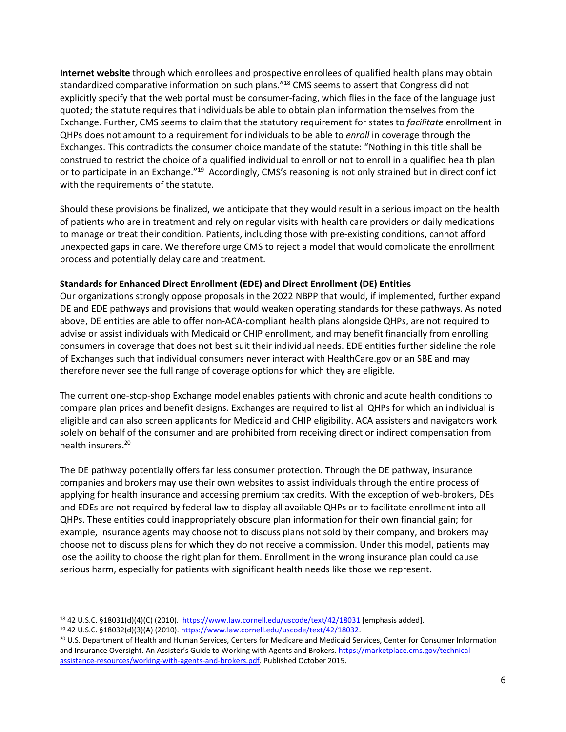**Internet website** through which enrollees and prospective enrollees of qualified health plans may obtain standardized comparative information on such plans."[18] CMS seems to assert that Congress did not explicitly specify that the web portal must be consumer-facing, which flies in the face of the language just quoted; the statute requires that individuals be able to obtain plan information themselves from the Exchange. Further, CMS seems to claim that the statutory requirement for states to *facilitate* enrollment in QHPs does not amount to a requirement for individuals to be able to *enroll* in coverage through the Exchanges. This contradicts the consumer choice mandate of the statute: "Nothing in this title shall be construed to restrict the choice of a qualified individual to enroll or not to enroll in a qualified health plan or to participate in an Exchange."[19] Accordingly, CMS's reasoning is not only strained but in direct conflict with the requirements of the statute.

Should these provisions be finalized, we anticipate that they would result in a serious impact on the health of patients who are in treatment and rely on regular visits with health care providers or daily medications to manage or treat their condition. Patients, including those with pre-existing conditions, cannot afford unexpected gaps in care. We therefore urge CMS to reject a model that would complicate the enrollment process and potentially delay care and treatment.

**Standards for Enhanced Direct Enrollment (EDE) and Direct Enrollment (DE) Entities**

Our organizations strongly oppose proposals in the 2022 NBPP that would, if implemented, further expand DE and EDE pathways and provisions that would weaken operating standards for these pathways. As noted above, DE entities are able to offer non-ACA-compliant health plans alongside QHPs, are not required to advise or assist individuals with Medicaid or CHIP enrollment, and may benefit financially from enrolling consumers in coverage that does not best suit their individual needs. EDE entities further sideline the role of Exchanges such that individual consumers never interact with HealthCare.gov or an SBE and may therefore never see the full range of coverage options for which they are eligible.

The current one-stop-shop Exchange model enables patients with chronic and acute health conditions to compare plan prices and benefit designs. Exchanges are required to list all QHPs for which an individual is eligible and can also screen applicants for Medicaid and CHIP eligibility. ACA assisters and navigators work solely on behalf of the consumer and are prohibited from receiving direct or indirect compensation from health insurers.[20]

The DE pathway potentially offers far less consumer protection. Through the DE pathway, insurance companies and brokers may use their own websites to assist individuals through the entire process of applying for health insurance and accessing premium tax credits. With the exception of web-brokers, DEs and EDEs are not required by federal law to display all available QHPs or to facilitate enrollment into all QHPs. These entities could inappropriately obscure plan information for their own financial gain; for example, insurance agents may choose not to discuss plans not sold by their company, and brokers may choose not to discuss plans for which they do not receive a commission. Under this model, patients may lose the ability to choose the right plan for them. Enrollment in the wrong insurance plan could cause serious harm, especially for patients with significant health needs like those we represent.

---

[18] 42 U.S.C. §18031(d)(4)(C) (2010). https://www.law.cornell.edu/uscode/text/42/18031 [emphasis added].

[19] 42 U.S.C. §18032(d)(3)(A) (2010). https://www.law.cornell.edu/uscode/text/42/18032.

[20] U.S. Department of Health and Human Services, Centers for Medicare and Medicaid Services, Center for Consumer Information and Insurance Oversight. An Assister's Guide to Working with Agents and Brokers. https://marketplace.cms.gov/technical-assistance-resources/working-with-agents-and-brokers.pdf. Published October 2015.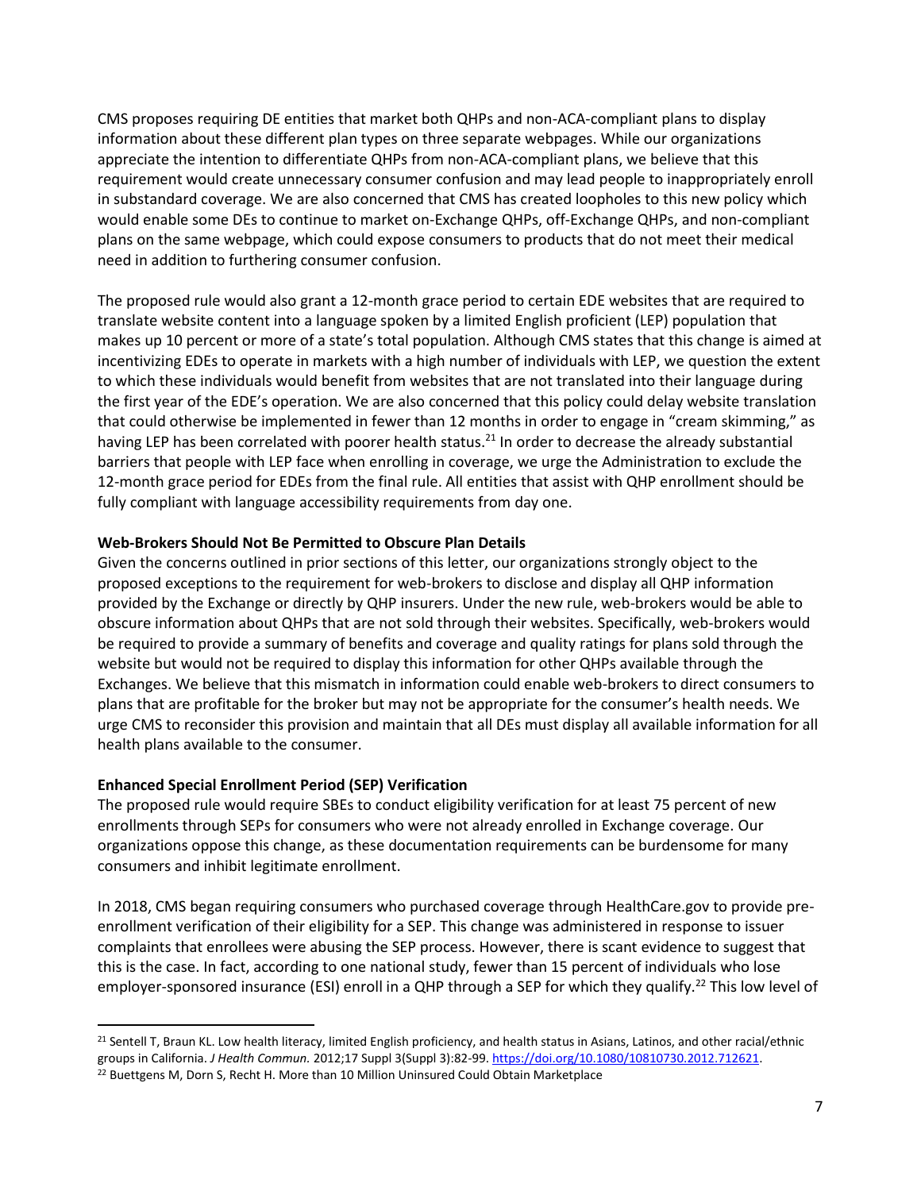CMS proposes requiring DE entities that market both QHPs and non-ACA-compliant plans to display information about these different plan types on three separate webpages. While our organizations appreciate the intention to differentiate QHPs from non-ACA-compliant plans, we believe that this requirement would create unnecessary consumer confusion and may lead people to inappropriately enroll in substandard coverage. We are also concerned that CMS has created loopholes to this new policy which would enable some DEs to continue to market on-Exchange QHPs, off-Exchange QHPs, and non-compliant plans on the same webpage, which could expose consumers to products that do not meet their medical need in addition to furthering consumer confusion.

The proposed rule would also grant a 12-month grace period to certain EDE websites that are required to translate website content into a language spoken by a limited English proficient (LEP) population that makes up 10 percent or more of a state's total population. Although CMS states that this change is aimed at incentivizing EDEs to operate in markets with a high number of individuals with LEP, we question the extent to which these individuals would benefit from websites that are not translated into their language during the first year of the EDE's operation. We are also concerned that this policy could delay website translation that could otherwise be implemented in fewer than 12 months in order to engage in "cream skimming," as having LEP has been correlated with poorer health status.[21] In order to decrease the already substantial barriers that people with LEP face when enrolling in coverage, we urge the Administration to exclude the 12-month grace period for EDEs from the final rule. All entities that assist with QHP enrollment should be fully compliant with language accessibility requirements from day one.

**Web-Brokers Should Not Be Permitted to Obscure Plan Details**

Given the concerns outlined in prior sections of this letter, our organizations strongly object to the proposed exceptions to the requirement for web-brokers to disclose and display all QHP information provided by the Exchange or directly by QHP insurers. Under the new rule, web-brokers would be able to obscure information about QHPs that are not sold through their websites. Specifically, web-brokers would be required to provide a summary of benefits and coverage and quality ratings for plans sold through the website but would not be required to display this information for other QHPs available through the Exchanges. We believe that this mismatch in information could enable web-brokers to direct consumers to plans that are profitable for the broker but may not be appropriate for the consumer's health needs. We urge CMS to reconsider this provision and maintain that all DEs must display all available information for all health plans available to the consumer.

**Enhanced Special Enrollment Period (SEP) Verification**

The proposed rule would require SBEs to conduct eligibility verification for at least 75 percent of new enrollments through SEPs for consumers who were not already enrolled in Exchange coverage. Our organizations oppose this change, as these documentation requirements can be burdensome for many consumers and inhibit legitimate enrollment.

In 2018, CMS began requiring consumers who purchased coverage through HealthCare.gov to provide pre-enrollment verification of their eligibility for a SEP. This change was administered in response to issuer complaints that enrollees were abusing the SEP process. However, there is scant evidence to suggest that this is the case. In fact, according to one national study, fewer than 15 percent of individuals who lose employer-sponsored insurance (ESI) enroll in a QHP through a SEP for which they qualify.[22] This low level of

---

[21] Sentell T, Braun KL. Low health literacy, limited English proficiency, and health status in Asians, Latinos, and other racial/ethnic groups in California. *J Health Commun.* 2012;17 Suppl 3(Suppl 3):82-99. https://doi.org/10.1080/10810730.2012.712621.

[22] Buettgens M, Dorn S, Recht H. More than 10 Million Uninsured Could Obtain Marketplace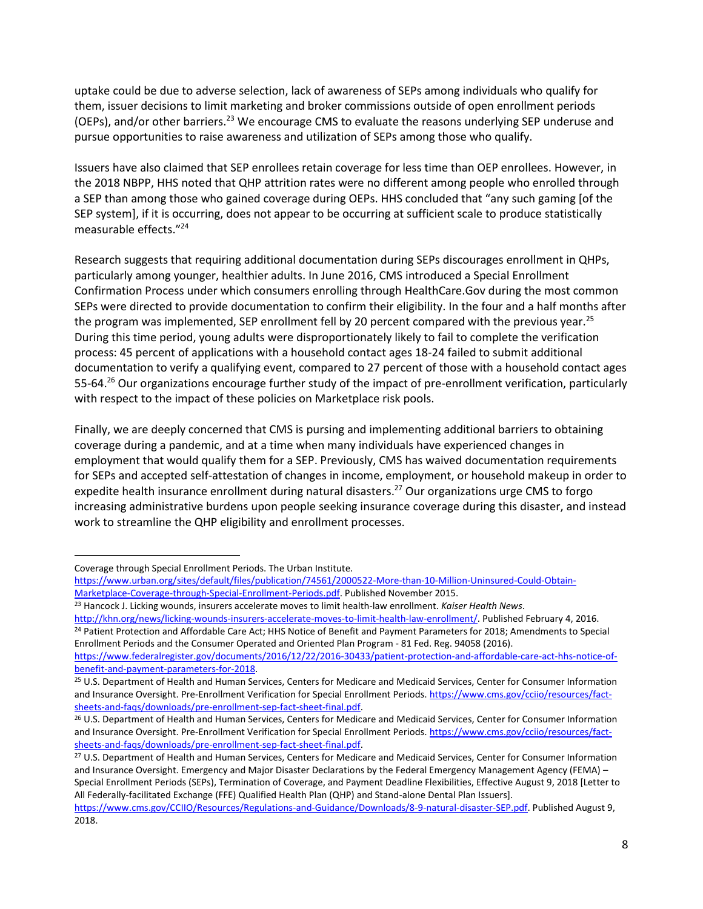uptake could be due to adverse selection, lack of awareness of SEPs among individuals who qualify for them, issuer decisions to limit marketing and broker commissions outside of open enrollment periods (OEPs), and/or other barriers.[23] We encourage CMS to evaluate the reasons underlying SEP underuse and pursue opportunities to raise awareness and utilization of SEPs among those who qualify.

Issuers have also claimed that SEP enrollees retain coverage for less time than OEP enrollees. However, in the 2018 NBPP, HHS noted that QHP attrition rates were no different among people who enrolled through a SEP than among those who gained coverage during OEPs. HHS concluded that "any such gaming [of the SEP system], if it is occurring, does not appear to be occurring at sufficient scale to produce statistically measurable effects."[24]

Research suggests that requiring additional documentation during SEPs discourages enrollment in QHPs, particularly among younger, healthier adults. In June 2016, CMS introduced a Special Enrollment Confirmation Process under which consumers enrolling through HealthCare.Gov during the most common SEPs were directed to provide documentation to confirm their eligibility. In the four and a half months after the program was implemented, SEP enrollment fell by 20 percent compared with the previous year.[25] During this time period, young adults were disproportionately likely to fail to complete the verification process: 45 percent of applications with a household contact ages 18-24 failed to submit additional documentation to verify a qualifying event, compared to 27 percent of those with a household contact ages 55-64.[26] Our organizations encourage further study of the impact of pre-enrollment verification, particularly with respect to the impact of these policies on Marketplace risk pools.

Finally, we are deeply concerned that CMS is pursuing and implementing additional barriers to obtaining coverage during a pandemic, and at a time when many individuals have experienced changes in employment that would qualify them for a SEP. Previously, CMS has waived documentation requirements for SEPs and accepted self-attestation of changes in income, employment, or household makeup in order to expedite health insurance enrollment during natural disasters.[27] Our organizations urge CMS to forgo increasing administrative burdens upon people seeking insurance coverage during this disaster, and instead work to streamline the QHP eligibility and enrollment processes.

---

Coverage through Special Enrollment Periods. The Urban Institute. https://www.urban.org/sites/default/files/publication/74561/2000522-More-than-10-Million-Uninsured-Could-Obtain-Marketplace-Coverage-through-Special-Enrollment-Periods.pdf. Published November 2015.

[23] Hancock J. Licking wounds, insurers accelerate moves to limit health-law enrollment. *Kaiser Health News*. http://khn.org/news/licking-wounds-insurers-accelerate-moves-to-limit-health-law-enrollment/. Published February 4, 2016.

[24] Patient Protection and Affordable Care Act; HHS Notice of Benefit and Payment Parameters for 2018; Amendments to Special Enrollment Periods and the Consumer Operated and Oriented Plan Program - 81 Fed. Reg. 94058 (2016). https://www.federalregister.gov/documents/2016/12/22/2016-30433/patient-protection-and-affordable-care-act-hhs-notice-of-benefit-and-payment-parameters-for-2018.

[25] U.S. Department of Health and Human Services, Centers for Medicare and Medicaid Services, Center for Consumer Information and Insurance Oversight. Pre-Enrollment Verification for Special Enrollment Periods. https://www.cms.gov/cciio/resources/fact-sheets-and-faqs/downloads/pre-enrollment-sep-fact-sheet-final.pdf.

[26] U.S. Department of Health and Human Services, Centers for Medicare and Medicaid Services, Center for Consumer Information and Insurance Oversight. Pre-Enrollment Verification for Special Enrollment Periods. https://www.cms.gov/cciio/resources/fact-sheets-and-faqs/downloads/pre-enrollment-sep-fact-sheet-final.pdf.

[27] U.S. Department of Health and Human Services, Centers for Medicare and Medicaid Services, Center for Consumer Information and Insurance Oversight. Emergency and Major Disaster Declarations by the Federal Emergency Management Agency (FEMA) – Special Enrollment Periods (SEPs), Termination of Coverage, and Payment Deadline Flexibilities, Effective August 9, 2018 [Letter to All Federally-facilitated Exchange (FFE) Qualified Health Plan (QHP) and Stand-alone Dental Plan Issuers]. https://www.cms.gov/CCIIO/Resources/Regulations-and-Guidance/Downloads/8-9-natural-disaster-SEP.pdf. Published August 9, 2018.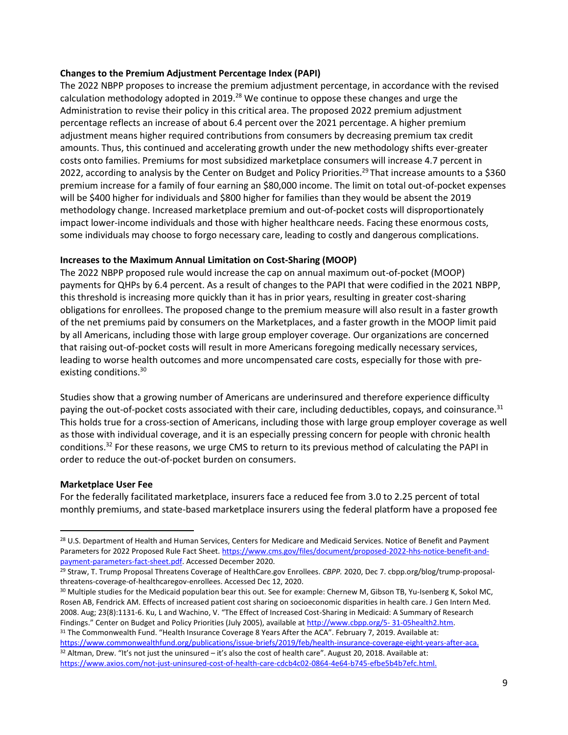**Changes to the Premium Adjustment Percentage Index (PAPI)**

The 2022 NBPP proposes to increase the premium adjustment percentage, in accordance with the revised calculation methodology adopted in 2019.[28] We continue to oppose these changes and urge the Administration to revise their policy in this critical area. The proposed 2022 premium adjustment percentage reflects an increase of about 6.4 percent over the 2021 percentage. A higher premium adjustment means higher required contributions from consumers by decreasing premium tax credit amounts. Thus, this continued and accelerating growth under the new methodology shifts ever-greater costs onto families. Premiums for most subsidized marketplace consumers will increase 4.7 percent in 2022, according to analysis by the Center on Budget and Policy Priorities.[29] That increase amounts to a $360 premium increase for a family of four earning an $80,000 income. The limit on total out-of-pocket expenses will be $400 higher for individuals and $800 higher for families than they would be absent the 2019 methodology change. Increased marketplace premium and out-of-pocket costs will disproportionately impact lower-income individuals and those with higher healthcare needs. Facing these enormous costs, some individuals may choose to forgo necessary care, leading to costly and dangerous complications.

**Increases to the Maximum Annual Limitation on Cost-Sharing (MOOP)**

The 2022 NBPP proposed rule would increase the cap on annual maximum out-of-pocket (MOOP) payments for QHPs by 6.4 percent. As a result of changes to the PAPI that were codified in the 2021 NBPP, this threshold is increasing more quickly than it has in prior years, resulting in greater cost-sharing obligations for enrollees. The proposed change to the premium measure will also result in a faster growth of the net premiums paid by consumers on the Marketplaces, and a faster growth in the MOOP limit paid by all Americans, including those with large group employer coverage. Our organizations are concerned that raising out-of-pocket costs will result in more Americans foregoing medically necessary services, leading to worse health outcomes and more uncompensated care costs, especially for those with pre-existing conditions.[30]

Studies show that a growing number of Americans are underinsured and therefore experience difficulty paying the out-of-pocket costs associated with their care, including deductibles, copays, and coinsurance.[31] This holds true for a cross-section of Americans, including those with large group employer coverage as well as those with individual coverage, and it is an especially pressing concern for people with chronic health conditions.[32] For these reasons, we urge CMS to return to its previous method of calculating the PAPI in order to reduce the out-of-pocket burden on consumers.

**Marketplace User Fee**

For the federally facilitated marketplace, insurers face a reduced fee from 3.0 to 2.25 percent of total monthly premiums, and state-based marketplace insurers using the federal platform have a proposed fee

---

[28] U.S. Department of Health and Human Services, Centers for Medicare and Medicaid Services. Notice of Benefit and Payment Parameters for 2022 Proposed Rule Fact Sheet. https://www.cms.gov/files/document/proposed-2022-hhs-notice-benefit-and-payment-parameters-fact-sheet.pdf. Accessed December 2020.

[29] Straw, T. Trump Proposal Threatens Coverage of HealthCare.gov Enrollees. *CBPP.* 2020, Dec 7. cbpp.org/blog/trump-proposal-threatens-coverage-of-healthcaregov-enrollees. Accessed Dec 12, 2020.

[30] Multiple studies for the Medicaid population bear this out. See for example: Chernew M, Gibson TB, Yu-Isenberg K, Sokol MC, Rosen AB, Fendrick AM. Effects of increased patient cost sharing on socioeconomic disparities in health care. J Gen Intern Med. 2008. Aug; 23(8):1131-6. Ku, L and Wachino, V. "The Effect of Increased Cost-Sharing in Medicaid: A Summary of Research Findings." Center on Budget and Policy Priorities (July 2005), available at http://www.cbpp.org/5- 31-05health2.htm.

[31] The Commonwealth Fund. "Health Insurance Coverage 8 Years After the ACA". February 7, 2019. Available at: https://www.commonwealthfund.org/publications/issue-briefs/2019/feb/health-insurance-coverage-eight-years-after-aca.

[32] Altman, Drew. "It's not just the uninsured – it's also the cost of health care". August 20, 2018. Available at: https://www.axios.com/not-just-uninsured-cost-of-health-care-cdcb4c02-0864-4e64-b745-efbe5b4b7efc.html.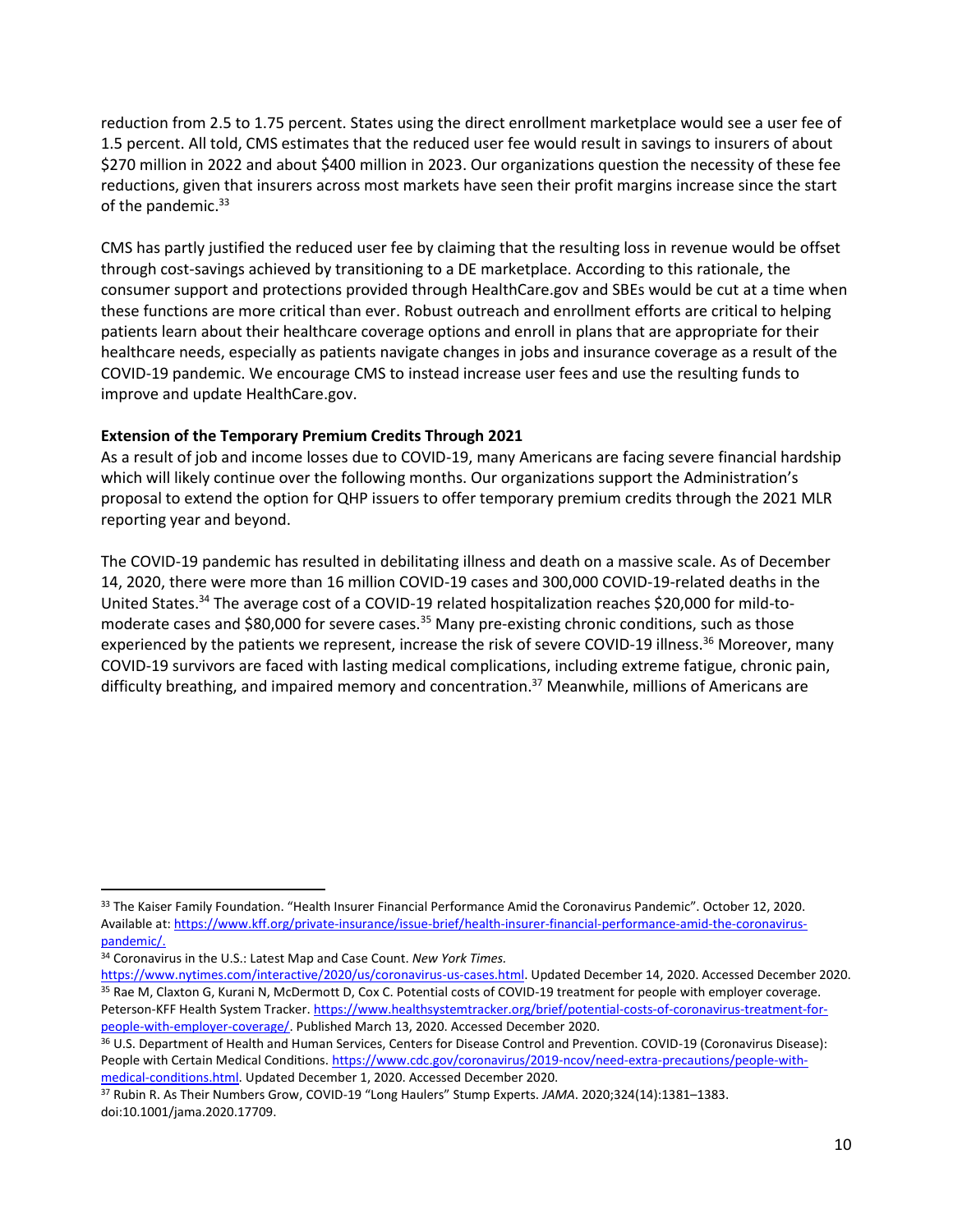reduction from 2.5 to 1.75 percent. States using the direct enrollment marketplace would see a user fee of 1.5 percent. All told, CMS estimates that the reduced user fee would result in savings to insurers of about $270 million in 2022 and about $400 million in 2023. Our organizations question the necessity of these fee reductions, given that insurers across most markets have seen their profit margins increase since the start of the pandemic.[33]

CMS has partly justified the reduced user fee by claiming that the resulting loss in revenue would be offset through cost-savings achieved by transitioning to a DE marketplace. According to this rationale, the consumer support and protections provided through HealthCare.gov and SBEs would be cut at a time when these functions are more critical than ever. Robust outreach and enrollment efforts are critical to helping patients learn about their healthcare coverage options and enroll in plans that are appropriate for their healthcare needs, especially as patients navigate changes in jobs and insurance coverage as a result of the COVID-19 pandemic. We encourage CMS to instead increase user fees and use the resulting funds to improve and update HealthCare.gov.

**Extension of the Temporary Premium Credits Through 2021**

As a result of job and income losses due to COVID-19, many Americans are facing severe financial hardship which will likely continue over the following months. Our organizations support the Administration's proposal to extend the option for QHP issuers to offer temporary premium credits through the 2021 MLR reporting year and beyond.

The COVID-19 pandemic has resulted in debilitating illness and death on a massive scale. As of December 14, 2020, there were more than 16 million COVID-19 cases and 300,000 COVID-19-related deaths in the United States.[34] The average cost of a COVID-19 related hospitalization reaches $20,000 for mild-to-moderate cases and $80,000 for severe cases.[35] Many pre-existing chronic conditions, such as those experienced by the patients we represent, increase the risk of severe COVID-19 illness.[36] Moreover, many COVID-19 survivors are faced with lasting medical complications, including extreme fatigue, chronic pain, difficulty breathing, and impaired memory and concentration.[37] Meanwhile, millions of Americans are

---

[33] The Kaiser Family Foundation. "Health Insurer Financial Performance Amid the Coronavirus Pandemic". October 12, 2020. Available at: https://www.kff.org/private-insurance/issue-brief/health-insurer-financial-performance-amid-the-coronavirus-pandemic/.

[34] Coronavirus in the U.S.: Latest Map and Case Count. *New York Times.* https://www.nytimes.com/interactive/2020/us/coronavirus-us-cases.html. Updated December 14, 2020. Accessed December 2020.

[35] Rae M, Claxton G, Kurani N, McDermott D, Cox C. Potential costs of COVID-19 treatment for people with employer coverage. Peterson-KFF Health System Tracker. https://www.healthsystemtracker.org/brief/potential-costs-of-coronavirus-treatment-for-people-with-employer-coverage/. Published March 13, 2020. Accessed December 2020.

[36] U.S. Department of Health and Human Services, Centers for Disease Control and Prevention. COVID-19 (Coronavirus Disease): People with Certain Medical Conditions. https://www.cdc.gov/coronavirus/2019-ncov/need-extra-precautions/people-with-medical-conditions.html. Updated December 1, 2020. Accessed December 2020.

[37] Rubin R. As Their Numbers Grow, COVID-19 "Long Haulers" Stump Experts. *JAMA*. 2020;324(14):1381–1383. doi:10.1001/jama.2020.17709.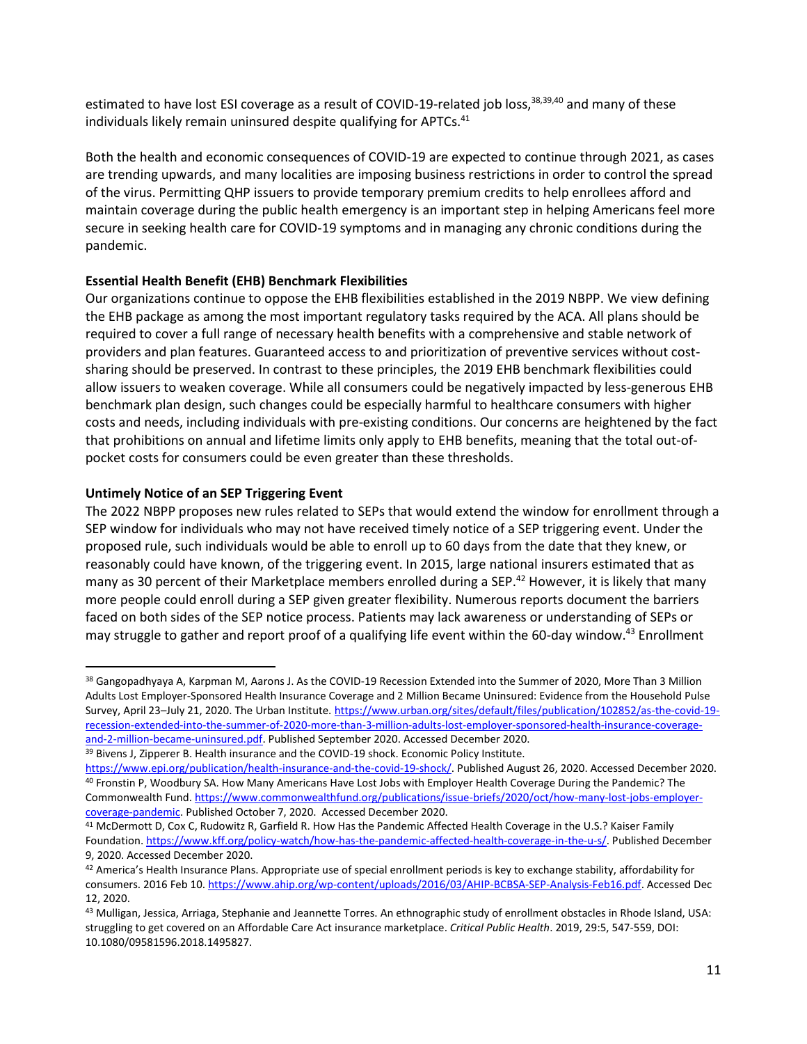estimated to have lost ESI coverage as a result of COVID-19-related job loss,[38,39,40] and many of these individuals likely remain uninsured despite qualifying for APTCs.[41]

Both the health and economic consequences of COVID-19 are expected to continue through 2021, as cases are trending upwards, and many localities are imposing business restrictions in order to control the spread of the virus. Permitting QHP issuers to provide temporary premium credits to help enrollees afford and maintain coverage during the public health emergency is an important step in helping Americans feel more secure in seeking health care for COVID-19 symptoms and in managing any chronic conditions during the pandemic.

**Essential Health Benefit (EHB) Benchmark Flexibilities**

Our organizations continue to oppose the EHB flexibilities established in the 2019 NBPP. We view defining the EHB package as among the most important regulatory tasks required by the ACA. All plans should be required to cover a full range of necessary health benefits with a comprehensive and stable network of providers and plan features. Guaranteed access to and prioritization of preventive services without cost-sharing should be preserved. In contrast to these principles, the 2019 EHB benchmark flexibilities could allow issuers to weaken coverage. While all consumers could be negatively impacted by less-generous EHB benchmark plan design, such changes could be especially harmful to healthcare consumers with higher costs and needs, including individuals with pre-existing conditions. Our concerns are heightened by the fact that prohibitions on annual and lifetime limits only apply to EHB benefits, meaning that the total out-of-pocket costs for consumers could be even greater than these thresholds.

**Untimely Notice of an SEP Triggering Event**

The 2022 NBPP proposes new rules related to SEPs that would extend the window for enrollment through a SEP window for individuals who may not have received timely notice of a SEP triggering event. Under the proposed rule, such individuals would be able to enroll up to 60 days from the date that they knew, or reasonably could have known, of the triggering event. In 2015, large national insurers estimated that as many as 30 percent of their Marketplace members enrolled during a SEP.[42] However, it is likely that many more people could enroll during a SEP given greater flexibility. Numerous reports document the barriers faced on both sides of the SEP notice process. Patients may lack awareness or understanding of SEPs or may struggle to gather and report proof of a qualifying life event within the 60-day window.[43] Enrollment

---

[38] Gangopadhyaya A, Karpman M, Aarons J. As the COVID-19 Recession Extended into the Summer of 2020, More Than 3 Million Adults Lost Employer-Sponsored Health Insurance Coverage and 2 Million Became Uninsured: Evidence from the Household Pulse Survey, April 23–July 21, 2020. The Urban Institute. https://www.urban.org/sites/default/files/publication/102852/as-the-covid-19-recession-extended-into-the-summer-of-2020-more-than-3-million-adults-lost-employer-sponsored-health-insurance-coverage-and-2-million-became-uninsured.pdf. Published September 2020. Accessed December 2020.

[39] Bivens J, Zipperer B. Health insurance and the COVID-19 shock. Economic Policy Institute. https://www.epi.org/publication/health-insurance-and-the-covid-19-shock/. Published August 26, 2020. Accessed December 2020.

[40] Fronstin P, Woodbury SA. How Many Americans Have Lost Jobs with Employer Health Coverage During the Pandemic? The Commonwealth Fund. https://www.commonwealthfund.org/publications/issue-briefs/2020/oct/how-many-lost-jobs-employer-coverage-pandemic. Published October 7, 2020. Accessed December 2020.

[41] McDermott D, Cox C, Rudowitz R, Garfield R. How Has the Pandemic Affected Health Coverage in the U.S.? Kaiser Family Foundation. https://www.kff.org/policy-watch/how-has-the-pandemic-affected-health-coverage-in-the-u-s/. Published December 9, 2020. Accessed December 2020.

[42] America's Health Insurance Plans. Appropriate use of special enrollment periods is key to exchange stability, affordability for consumers. 2016 Feb 10. https://www.ahip.org/wp-content/uploads/2016/03/AHIP-BCBSA-SEP-Analysis-Feb16.pdf. Accessed Dec 12, 2020.

[43] Mulligan, Jessica, Arriaga, Stephanie and Jeannette Torres. An ethnographic study of enrollment obstacles in Rhode Island, USA: struggling to get covered on an Affordable Care Act insurance marketplace. *Critical Public Health*. 2019, 29:5, 547-559, DOI: 10.1080/09581596.2018.1495827.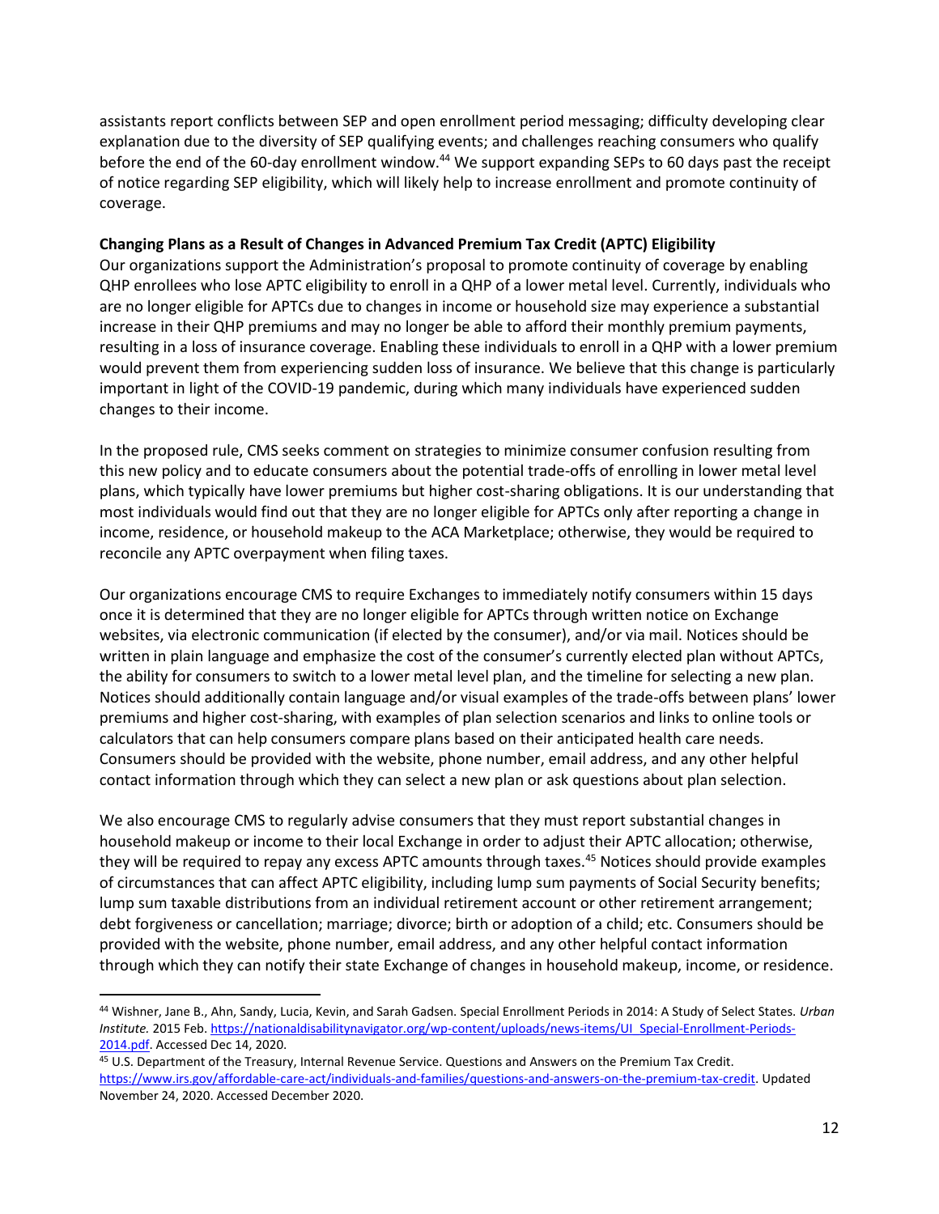assistants report conflicts between SEP and open enrollment period messaging; difficulty developing clear explanation due to the diversity of SEP qualifying events; and challenges reaching consumers who qualify before the end of the 60-day enrollment window.[44] We support expanding SEPs to 60 days past the receipt of notice regarding SEP eligibility, which will likely help to increase enrollment and promote continuity of coverage.

**Changing Plans as a Result of Changes in Advanced Premium Tax Credit (APTC) Eligibility**

Our organizations support the Administration's proposal to promote continuity of coverage by enabling QHP enrollees who lose APTC eligibility to enroll in a QHP of a lower metal level. Currently, individuals who are no longer eligible for APTCs due to changes in income or household size may experience a substantial increase in their QHP premiums and may no longer be able to afford their monthly premium payments, resulting in a loss of insurance coverage. Enabling these individuals to enroll in a QHP with a lower premium would prevent them from experiencing sudden loss of insurance. We believe that this change is particularly important in light of the COVID-19 pandemic, during which many individuals have experienced sudden changes to their income.

In the proposed rule, CMS seeks comment on strategies to minimize consumer confusion resulting from this new policy and to educate consumers about the potential trade-offs of enrolling in lower metal level plans, which typically have lower premiums but higher cost-sharing obligations. It is our understanding that most individuals would find out that they are no longer eligible for APTCs only after reporting a change in income, residence, or household makeup to the ACA Marketplace; otherwise, they would be required to reconcile any APTC overpayment when filing taxes.

Our organizations encourage CMS to require Exchanges to immediately notify consumers within 15 days once it is determined that they are no longer eligible for APTCs through written notice on Exchange websites, via electronic communication (if elected by the consumer), and/or via mail. Notices should be written in plain language and emphasize the cost of the consumer's currently elected plan without APTCs, the ability for consumers to switch to a lower metal level plan, and the timeline for selecting a new plan. Notices should additionally contain language and/or visual examples of the trade-offs between plans' lower premiums and higher cost-sharing, with examples of plan selection scenarios and links to online tools or calculators that can help consumers compare plans based on their anticipated health care needs. Consumers should be provided with the website, phone number, email address, and any other helpful contact information through which they can select a new plan or ask questions about plan selection.

We also encourage CMS to regularly advise consumers that they must report substantial changes in household makeup or income to their local Exchange in order to adjust their APTC allocation; otherwise, they will be required to repay any excess APTC amounts through taxes.[45] Notices should provide examples of circumstances that can affect APTC eligibility, including lump sum payments of Social Security benefits; lump sum taxable distributions from an individual retirement account or other retirement arrangement; debt forgiveness or cancellation; marriage; divorce; birth or adoption of a child; etc. Consumers should be provided with the website, phone number, email address, and any other helpful contact information through which they can notify their state Exchange of changes in household makeup, income, or residence.

---

[44] Wishner, Jane B., Ahn, Sandy, Lucia, Kevin, and Sarah Gadsen. Special Enrollment Periods in 2014: A Study of Select States. *Urban Institute.* 2015 Feb. https://nationaldisabilitynavigator.org/wp-content/uploads/news-items/UI_Special-Enrollment-Periods-2014.pdf. Accessed Dec 14, 2020.

[45] U.S. Department of the Treasury, Internal Revenue Service. Questions and Answers on the Premium Tax Credit. https://www.irs.gov/affordable-care-act/individuals-and-families/questions-and-answers-on-the-premium-tax-credit. Updated November 24, 2020. Accessed December 2020.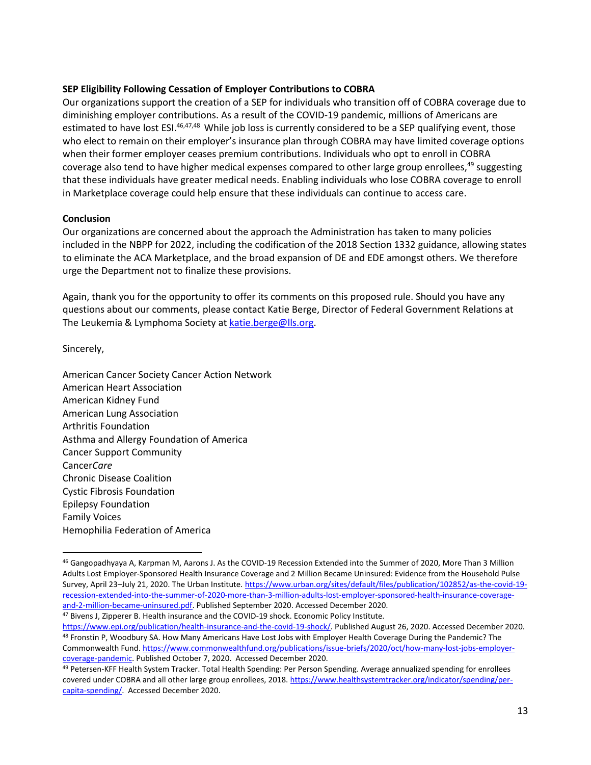**SEP Eligibility Following Cessation of Employer Contributions to COBRA**

Our organizations support the creation of a SEP for individuals who transition off of COBRA coverage due to diminishing employer contributions. As a result of the COVID-19 pandemic, millions of Americans are estimated to have lost ESI.[46,47,48] While job loss is currently considered to be a SEP qualifying event, those who elect to remain on their employer's insurance plan through COBRA may have limited coverage options when their former employer ceases premium contributions. Individuals who opt to enroll in COBRA coverage also tend to have higher medical expenses compared to other large group enrollees,[49] suggesting that these individuals have greater medical needs. Enabling individuals who lose COBRA coverage to enroll in Marketplace coverage could help ensure that these individuals can continue to access care.

**Conclusion**

Our organizations are concerned about the approach the Administration has taken to many policies included in the NBPP for 2022, including the codification of the 2018 Section 1332 guidance, allowing states to eliminate the ACA Marketplace, and the broad expansion of DE and EDE amongst others. We therefore urge the Department not to finalize these provisions.

Again, thank you for the opportunity to offer its comments on this proposed rule. Should you have any questions about our comments, please contact Katie Berge, Director of Federal Government Relations at The Leukemia & Lymphoma Society at katie.berge@lls.org.

Sincerely,

American Cancer Society Cancer Action Network
American Heart Association
American Kidney Fund
American Lung Association
Arthritis Foundation
Asthma and Allergy Foundation of America
Cancer Support Community
Cancer*Care*
Chronic Disease Coalition
Cystic Fibrosis Foundation
Epilepsy Foundation
Family Voices
Hemophilia Federation of America

---

[46] Gangopadhyaya A, Karpman M, Aarons J. As the COVID-19 Recession Extended into the Summer of 2020, More Than 3 Million Adults Lost Employer-Sponsored Health Insurance Coverage and 2 Million Became Uninsured: Evidence from the Household Pulse Survey, April 23–July 21, 2020. The Urban Institute. https://www.urban.org/sites/default/files/publication/102852/as-the-covid-19-recession-extended-into-the-summer-of-2020-more-than-3-million-adults-lost-employer-sponsored-health-insurance-coverage-and-2-million-became-uninsured.pdf. Published September 2020. Accessed December 2020.

[47] Bivens J, Zipperer B. Health insurance and the COVID-19 shock. Economic Policy Institute. https://www.epi.org/publication/health-insurance-and-the-covid-19-shock/. Published August 26, 2020. Accessed December 2020.

[48] Fronstin P, Woodbury SA. How Many Americans Have Lost Jobs with Employer Health Coverage During the Pandemic? The Commonwealth Fund. https://www.commonwealthfund.org/publications/issue-briefs/2020/oct/how-many-lost-jobs-employer-coverage-pandemic. Published October 7, 2020. Accessed December 2020.

[49] Petersen-KFF Health System Tracker. Total Health Spending: Per Person Spending. Average annualized spending for enrollees covered under COBRA and all other large group enrollees, 2018. https://www.healthsystemtracker.org/indicator/spending/per-capita-spending/. Accessed December 2020.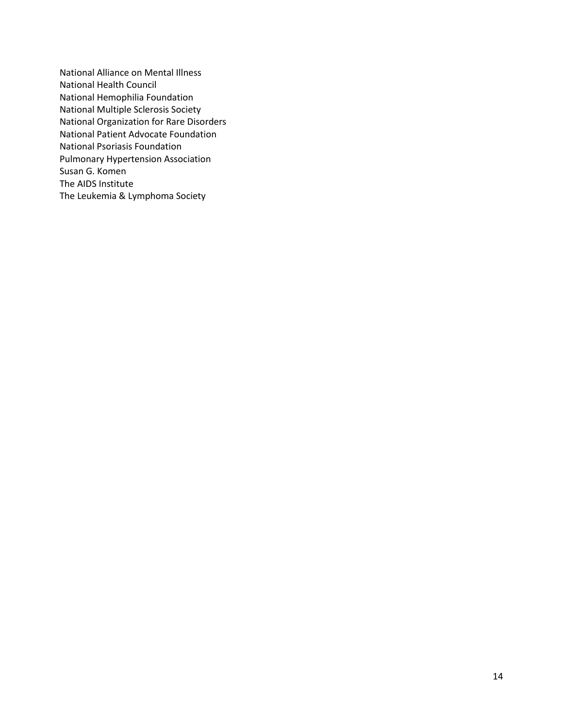National Alliance on Mental Illness
National Health Council
National Hemophilia Foundation
National Multiple Sclerosis Society
National Organization for Rare Disorders
National Patient Advocate Foundation
National Psoriasis Foundation
Pulmonary Hypertension Association
Susan G. Komen
The AIDS Institute
The Leukemia & Lymphoma Society